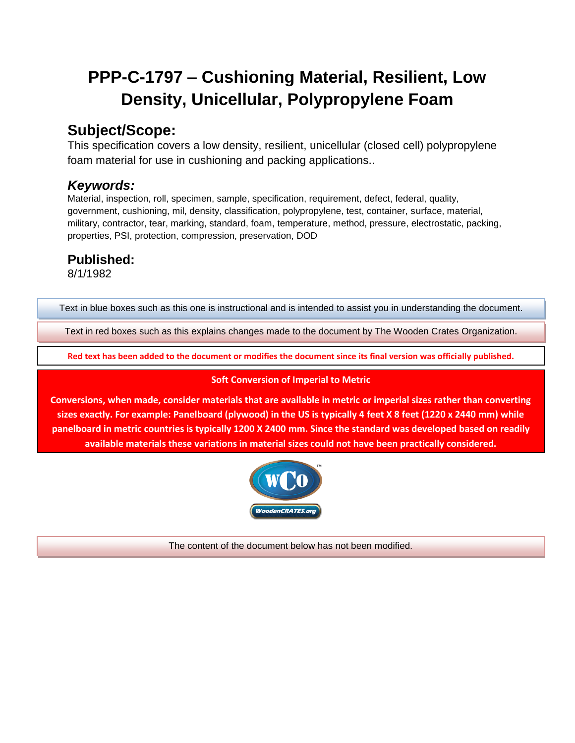# PPP-C-1797 – Cushioning Material, Resilient, Low Density, Unicellular, Polypropylene Foam

## Subject/Scope:

This specification covers a low density, resilient, unicellular (closed cell) polypropylene foam material for use in cushioning and packing applications..

### *Keywords:*

Material, inspection, roll, specimen, sample, specification, requirement, defect, federal, quality, government, cushioning, mil, density, classification, polypropylene, test, container, surface, material, military, contractor, tear, marking, standard, foam, temperature, method, pressure, electrostatic, packing, properties, PSI, protection, compression, preservation, DOD

## Published:

8/1/1982

Text in blue boxes such as this one is instructional and is intended to assist you in understanding the document.

Text in red boxes such as this explains changes made to the document by The Wooden Crates Organization.

**Red text has been added to the document or modifies the document since its final version was officially published.**

**Soft Conversion of Imperial to Metric**

**Conversions, when made, consider materials that are available in metric or imperial sizes rather than converting sizes exactly. For example: Panelboard (plywood) in the US is typically 4 feet X 8 feet (1220 x 2440 mm) while panelboard in metric countries is typically 1200 X 2400 mm. Since the standard was developed based on readily available materials these variations in material sizes could not have been practically considered.**

WCO™
WoodenCRATES.org

The content of the document below has not been modified.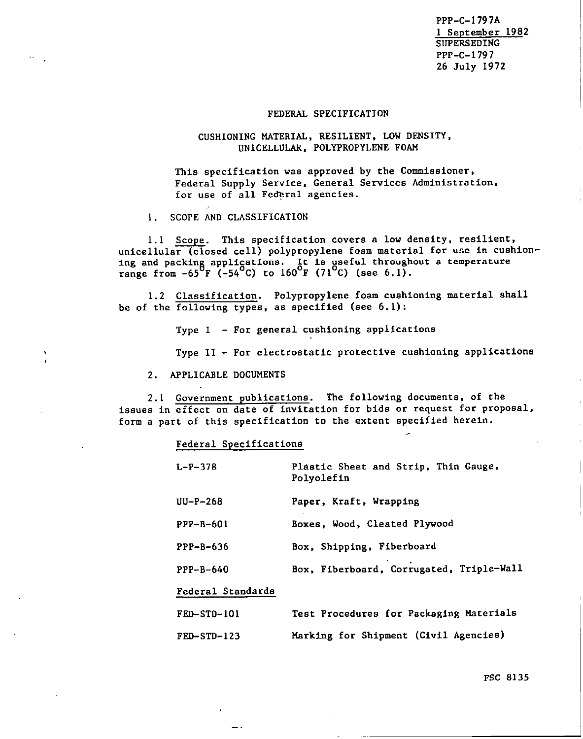PPP-C-1797A
1 September 1982
SUPERSEDING
PPP-C-1797
26 July 1972

# FEDERAL SPECIFICATION

## CUSHIONING MATERIAL, RESILIENT, LOW DENSITY, UNICELLULAR, POLYPROPYLENE FOAM

This specification was approved by the Commissioner, Federal Supply Service, General Services Administration, for use of all Federal agencies.

### 1. SCOPE AND CLASSIFICATION

1.1 Scope. This specification covers a low density, resilient, unicellular (closed cell) polypropylene foam material for use in cushioning and packing applications. It is useful throughout a temperature range from -65°F (-54°C) to 160°F (71°C) (see 6.1).

1.2 Classification. Polypropylene foam cushioning material shall be of the following types, as specified (see 6.1):

Type I - For general cushioning applications

Type II - For electrostatic protective cushioning applications

### 2. APPLICABLE DOCUMENTS

2.1 Government publications. The following documents, of the issues in effect on date of invitation for bids or request for proposal, form a part of this specification to the extent specified herein.

Federal Specifications

| | |
|---|---|
| L-P-378 | Plastic Sheet and Strip, Thin Gauge, Polyolefin |
| UU-P-268 | Paper, Kraft, Wrapping |
| PPP-B-601 | Boxes, Wood, Cleated Plywood |
| PPP-B-636 | Box, Shipping, Fiberboard |
| PPP-B-640 | Box, Fiberboard, Corrugated, Triple-Wall |

Federal Standards

| | |
|---|---|
| FED-STD-101 | Test Procedures for Packaging Materials |
| FED-STD-123 | Marking for Shipment (Civil Agencies) |

FSC 8135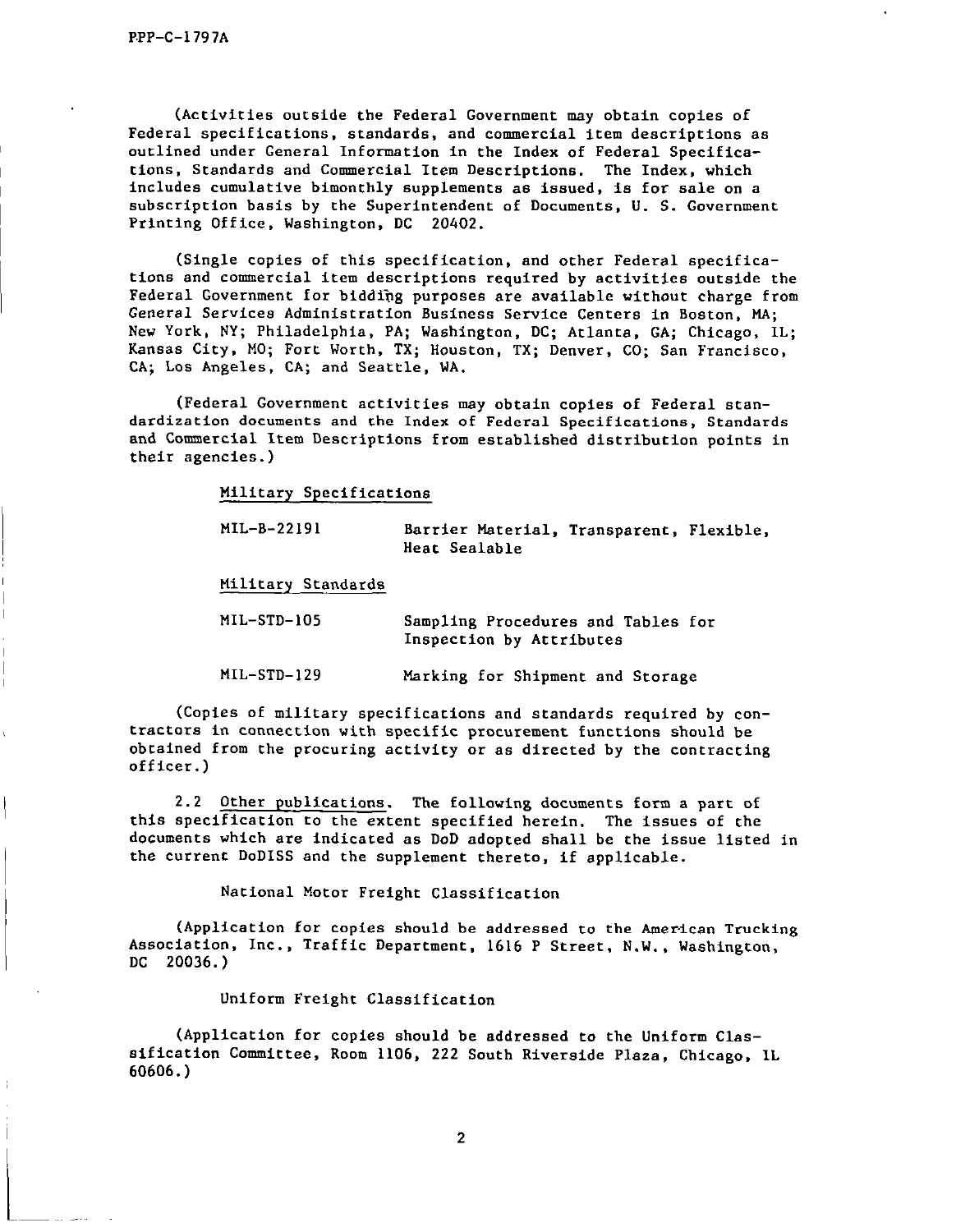(Activities outside the Federal Government may obtain copies of Federal specifications, standards, and commercial item descriptions as outlined under General Information in the Index of Federal Specifications, Standards and Commercial Item Descriptions. The Index, which includes cumulative bimonthly supplements as issued, is for sale on a subscription basis by the Superintendent of Documents, U. S. Government Printing Office, Washington, DC 20402.

(Single copies of this specification, and other Federal specifications and commercial item descriptions required by activities outside the Federal Government for bidding purposes are available without charge from General Services Administration Business Service Centers in Boston, MA; New York, NY; Philadelphia, PA; Washington, DC; Atlanta, GA; Chicago, IL; Kansas City, MO; Fort Worth, TX; Houston, TX; Denver, CO; San Francisco, CA; Los Angeles, CA; and Seattle, WA.

(Federal Government activities may obtain copies of Federal standardization documents and the Index of Federal Specifications, Standards and Commercial Item Descriptions from established distribution points in their agencies.)

Military Specifications

| | |
|---|---|
| MIL-B-22191 | Barrier Material, Transparent, Flexible, Heat Sealable |

Military Standards

| | |
|---|---|
| MIL-STD-105 | Sampling Procedures and Tables for Inspection by Attributes |
| MIL-STD-129 | Marking for Shipment and Storage |

(Copies of military specifications and standards required by contractors in connection with specific procurement functions should be obtained from the procuring activity or as directed by the contracting officer.)

2.2 Other publications. The following documents form a part of this specification to the extent specified herein. The issues of the documents which are indicated as DoD adopted shall be the issue listed in the current DoDISS and the supplement thereto, if applicable.

National Motor Freight Classification

(Application for copies should be addressed to the American Trucking Association, Inc., Traffic Department, 1616 P Street, N.W., Washington, DC 20036.)

Uniform Freight Classification

(Application for copies should be addressed to the Uniform Classification Committee, Room 1106, 222 South Riverside Plaza, Chicago, IL 60606.)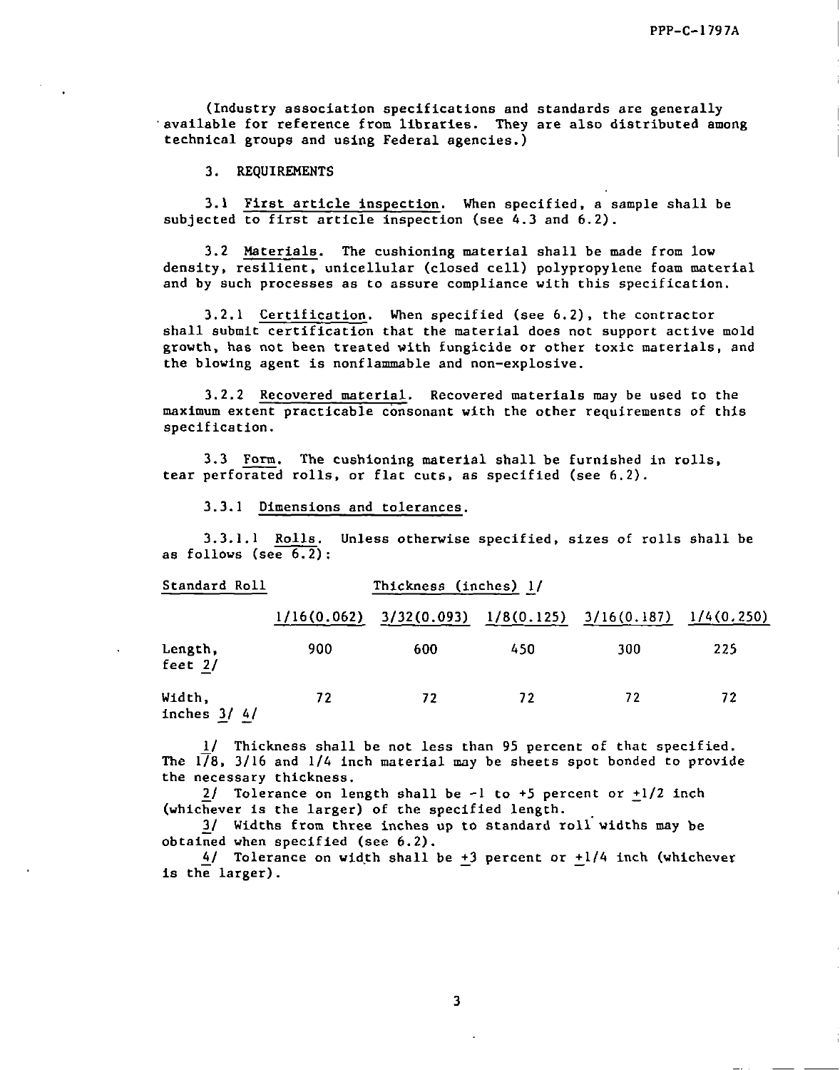(Industry association specifications and standards are generally available for reference from libraries. They are also distributed among technical groups and using Federal agencies.)

## 3. REQUIREMENTS

3.1 First article inspection. When specified, a sample shall be subjected to first article inspection (see 4.3 and 6.2).

3.2 Materials. The cushioning material shall be made from low density, resilient, unicellular (closed cell) polypropylene foam material and by such processes as to assure compliance with this specification.

3.2.1 Certification. When specified (see 6.2), the contractor shall submit certification that the material does not support active mold growth, has not been treated with fungicide or other toxic materials, and the blowing agent is nonflammable and non-explosive.

3.2.2 Recovered material. Recovered materials may be used to the maximum extent practicable consonant with the other requirements of this specification.

3.3 Form. The cushioning material shall be furnished in rolls, tear perforated rolls, or flat cuts, as specified (see 6.2).

3.3.1 Dimensions and tolerances.

3.3.1.1 Rolls. Unless otherwise specified, sizes of rolls shall be as follows (see 6.2):

| Standard Roll | Thickness (inches) 1/ | | | | |
|---|---|---|---|---|---|
| | 1/16(0.062) | 3/32(0.093) | 1/8(0.125) | 3/16(0.187) | 1/4(0.250) |
| Length, feet 2/ | 900 | 600 | 450 | 300 | 225 |
| Width, inches 3/ 4/ | 72 | 72 | 72 | 72 | 72 |

1/ Thickness shall be not less than 95 percent of that specified. The 1/8, 3/16 and 1/4 inch material may be sheets spot bonded to provide the necessary thickness.

2/ Tolerance on length shall be -1 to +5 percent or ±1/2 inch (whichever is the larger) of the specified length.

3/ Widths from three inches up to standard roll widths may be obtained when specified (see 6.2).

4/ Tolerance on width shall be ±3 percent or ±1/4 inch (whichever is the larger).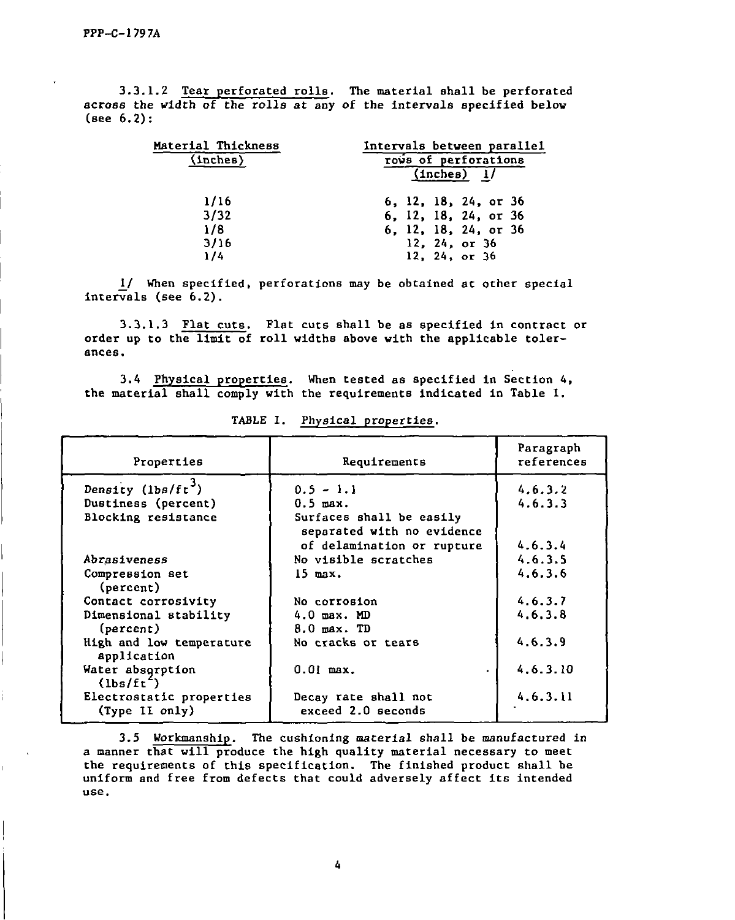3.3.1.2 Tear perforated rolls. The material shall be perforated across the width of the rolls at any of the intervals specified below (see 6.2):

| Material Thickness (inches) | Intervals between parallel rows of perforations (inches) 1/ |
|---|---|
| 1/16 | 6, 12, 18, 24, or 36 |
| 3/32 | 6, 12, 18, 24, or 36 |
| 1/8 | 6, 12, 18, 24, or 36 |
| 3/16 | 12, 24, or 36 |
| 1/4 | 12, 24, or 36 |

1/ When specified, perforations may be obtained at other special intervals (see 6.2).

3.3.1.3 Flat cuts. Flat cuts shall be as specified in contract or order up to the limit of roll widths above with the applicable tolerances.

3.4 Physical properties. When tested as specified in Section 4, the material shall comply with the requirements indicated in Table I.

TABLE I. Physical properties.

| Properties | Requirements | Paragraph references |
|---|---|---|
| Density ($lbs/ft^3$) | 0.5 - 1.1 | 4.6.3.2 |
| Dustiness (percent) | 0.5 max. | 4.6.3.3 |
| Blocking resistance | Surfaces shall be easily separated with no evidence of delamination or rupture | 4.6.3.4 |
| Abrasiveness | No visible scratches | 4.6.3.5 |
| Compression set (percent) | 15 max. | 4.6.3.6 |
| Contact corrosivity | No corrosion | 4.6.3.7 |
| Dimensional stability (percent) | 4.0 max. MD<br>8.0 max. TD | 4.6.3.8 |
| High and low temperature application | No cracks or tears | 4.6.3.9 |
| Water absorption ($lbs/ft^2$) | 0.01 max. | 4.6.3.10 |
| Electrostatic properties (Type II only) | Decay rate shall not exceed 2.0 seconds | 4.6.3.11 |

3.5 Workmanship. The cushioning material shall be manufactured in a manner that will produce the high quality material necessary to meet the requirements of this specification. The finished product shall be uniform and free from defects that could adversely affect its intended use.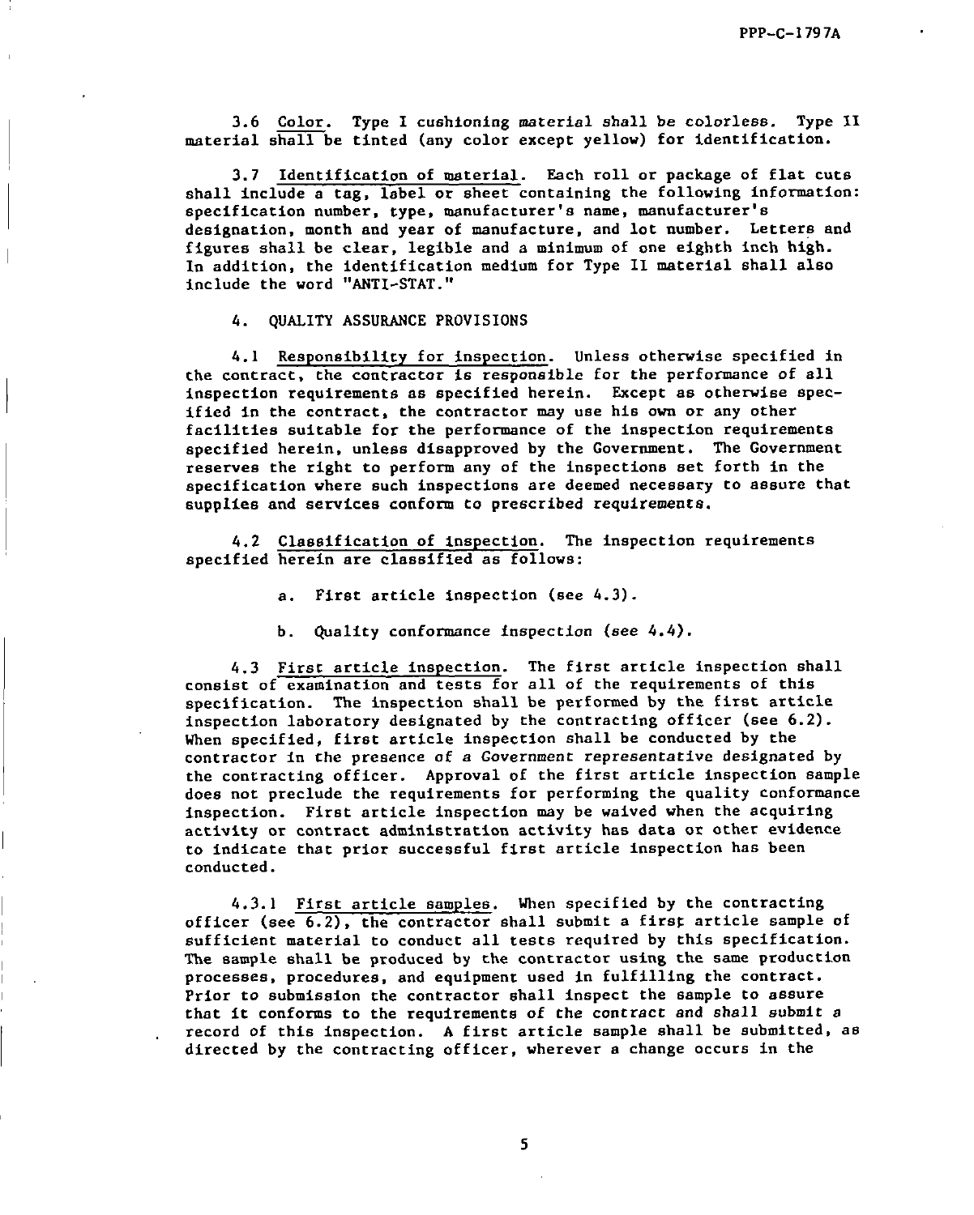3.6 Color. Type I cushioning material shall be colorless. Type II material shall be tinted (any color except yellow) for identification.

3.7 Identification of material. Each roll or package of flat cuts shall include a tag, label or sheet containing the following information: specification number, type, manufacturer's name, manufacturer's designation, month and year of manufacture, and lot number. Letters and figures shall be clear, legible and a minimum of one eighth inch high. In addition, the identification medium for Type II material shall also include the word "ANTI-STAT."

## 4. QUALITY ASSURANCE PROVISIONS

4.1 Responsibility for inspection. Unless otherwise specified in the contract, the contractor is responsible for the performance of all inspection requirements as specified herein. Except as otherwise specified in the contract, the contractor may use his own or any other facilities suitable for the performance of the inspection requirements specified herein, unless disapproved by the Government. The Government reserves the right to perform any of the inspections set forth in the specification where such inspections are deemed necessary to assure that supplies and services conform to prescribed requirements.

4.2 Classification of inspection. The inspection requirements specified herein are classified as follows:

a. First article inspection (see 4.3).

b. Quality conformance inspection (see 4.4).

4.3 First article inspection. The first article inspection shall consist of examination and tests for all of the requirements of this specification. The inspection shall be performed by the first article inspection laboratory designated by the contracting officer (see 6.2). When specified, first article inspection shall be conducted by the contractor in the presence of a Government representative designated by the contracting officer. Approval of the first article inspection sample does not preclude the requirements for performing the quality conformance inspection. First article inspection may be waived when the acquiring activity or contract administration activity has data or other evidence to indicate that prior successful first article inspection has been conducted.

4.3.1 First article samples. When specified by the contracting officer (see 6.2), the contractor shall submit a first article sample of sufficient material to conduct all tests required by this specification. The sample shall be produced by the contractor using the same production processes, procedures, and equipment used in fulfilling the contract. Prior to submission the contractor shall inspect the sample to assure that it conforms to the requirements of the contract and shall submit a record of this inspection. A first article sample shall be submitted, as directed by the contracting officer, wherever a change occurs in the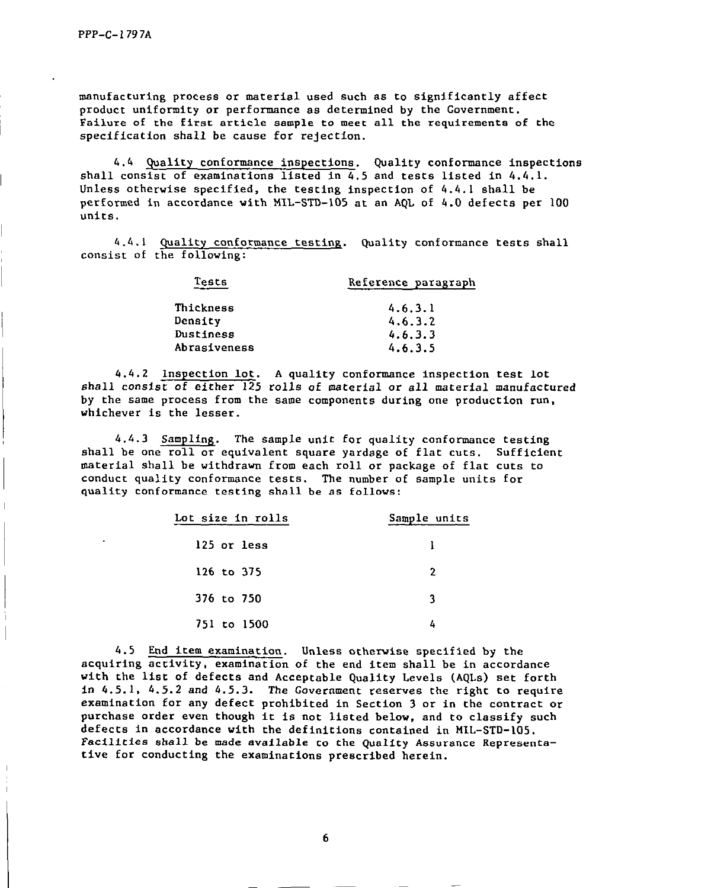manufacturing process or material used such as to significantly affect product uniformity or performance as determined by the Government. Failure of the first article sample to meet all the requirements of the specification shall be cause for rejection.

4.4 Quality conformance inspections. Quality conformance inspections shall consist of examinations listed in 4.5 and tests listed in 4.4.1. Unless otherwise specified, the testing inspection of 4.4.1 shall be performed in accordance with MIL-STD-105 at an AQL of 4.0 defects per 100 units.

4.4.1 Quality conformance testing. Quality conformance tests shall consist of the following:

| Tests | Reference paragraph |
|---|---|
| Thickness | 4.6.3.1 |
| Density | 4.6.3.2 |
| Dustiness | 4.6.3.3 |
| Abrasiveness | 4.6.3.5 |

4.4.2 Inspection lot. A quality conformance inspection test lot shall consist of either 125 rolls of material or all material manufactured by the same process from the same components during one production run, whichever is the lesser.

4.4.3 Sampling. The sample unit for quality conformance testing shall be one roll or equivalent square yardage of flat cuts. Sufficient material shall be withdrawn from each roll or package of flat cuts to conduct quality conformance tests. The number of sample units for quality conformance testing shall be as follows:

| Lot size in rolls | Sample units |
|---|---|
| 125 or less | 1 |
| 126 to 375 | 2 |
| 376 to 750 | 3 |
| 751 to 1500 | 4 |

4.5 End item examination. Unless otherwise specified by the acquiring activity, examination of the end item shall be in accordance with the list of defects and Acceptable Quality Levels (AQLs) set forth in 4.5.1, 4.5.2 and 4.5.3. The Government reserves the right to require examination for any defect prohibited in Section 3 or in the contract or purchase order even though it is not listed below, and to classify such defects in accordance with the definitions contained in MIL-STD-105. Facilities shall be made available to the Quality Assurance Representative for conducting the examinations prescribed herein.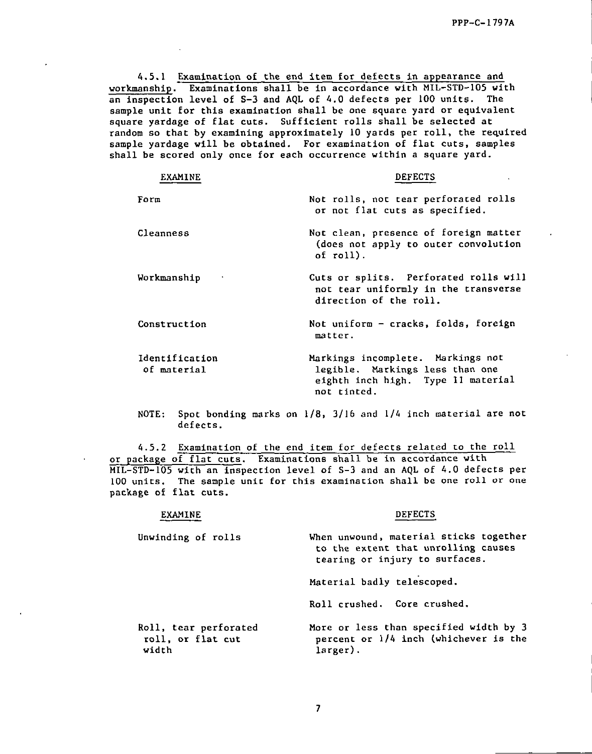4.5.1 Examination of the end item for defects in appearance and workmanship. Examinations shall be in accordance with MIL-STD-105 with an inspection level of S-3 and AQL of 4.0 defects per 100 units. The sample unit for this examination shall be one square yard or equivalent square yardage of flat cuts. Sufficient rolls shall be selected at random so that by examining approximately 10 yards per roll, the required sample yardage will be obtained. For examination of flat cuts, samples shall be scored only once for each occurrence within a square yard.

| EXAMINE | DEFECTS |
|---|---|
| Form | Not rolls, not tear perforated rolls or not flat cuts as specified. |
| Cleanness | Not clean, presence of foreign matter (does not apply to outer convolution of roll). |
| Workmanship | Cuts or splits. Perforated rolls will not tear uniformly in the transverse direction of the roll. |
| Construction | Not uniform - cracks, folds, foreign matter. |
| Identification of material | Markings incomplete. Markings not legible. Markings less than one eighth inch high. Type II material not tinted. |

NOTE: Spot bonding marks on 1/8, 3/16 and 1/4 inch material are not defects.

4.5.2 Examination of the end item for defects related to the roll or package of flat cuts. Examinations shall be in accordance with MIL-STD-105 with an inspection level of S-3 and an AQL of 4.0 defects per 100 units. The sample unit for this examination shall be one roll or one package of flat cuts.

| EXAMINE | DEFECTS |
|---|---|
| Unwinding of rolls | When unwound, material sticks together to the extent that unrolling causes tearing or injury to surfaces. |
| | Material badly telescoped. |
| | Roll crushed. Core crushed. |
| Roll, tear perforated roll, or flat cut width | More or less than specified width by 3 percent or 1/4 inch (whichever is the larger). |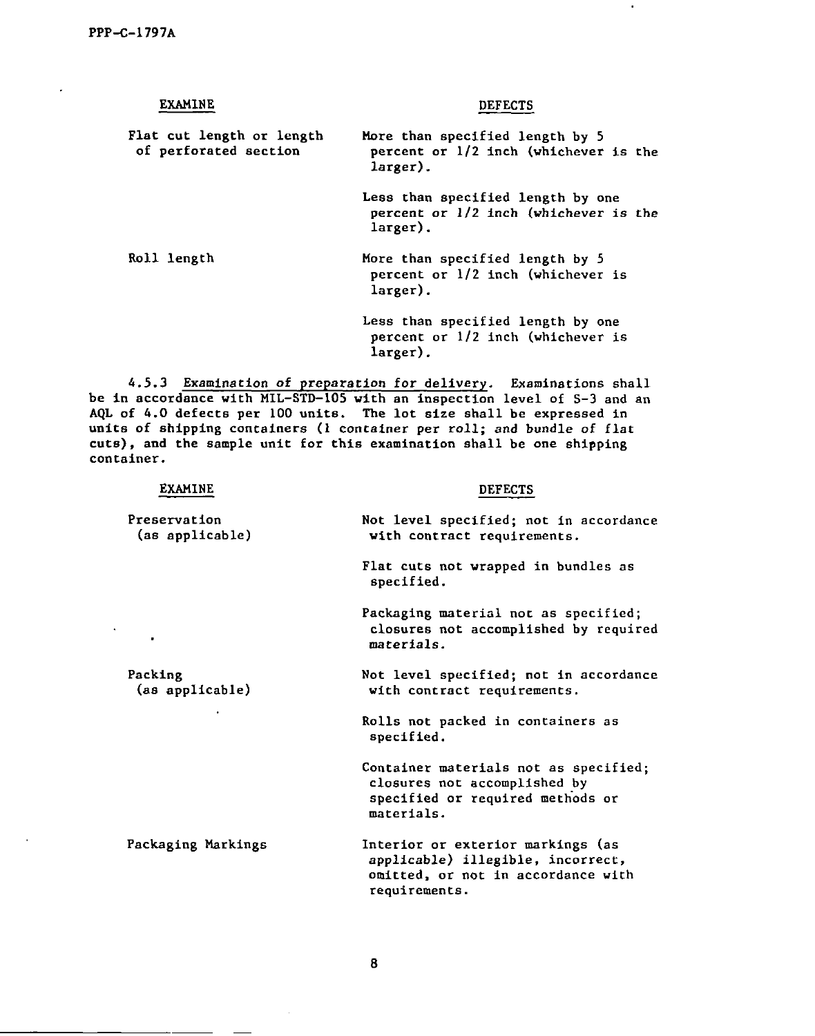| EXAMINE | DEFECTS |
|---|---|
| Flat cut length or length of perforated section | More than specified length by 5 percent or 1/2 inch (whichever is the larger). |
| | Less than specified length by one percent or 1/2 inch (whichever is the larger). |
| Roll length | More than specified length by 5 percent or 1/2 inch (whichever is larger). |
| | Less than specified length by one percent or 1/2 inch (whichever is larger). |

4.5.3 Examination of preparation for delivery. Examinations shall be in accordance with MIL-STD-105 with an inspection level of S-3 and an AQL of 4.0 defects per 100 units. The lot size shall be expressed in units of shipping containers (1 container per roll; and bundle of flat cuts), and the sample unit for this examination shall be one shipping container.

| EXAMINE | DEFECTS |
|---|---|
| Preservation (as applicable) | Not level specified; not in accordance with contract requirements. |
| | Flat cuts not wrapped in bundles as specified. |
| | Packaging material not as specified; closures not accomplished by required materials. |
| Packing (as applicable) | Not level specified; not in accordance with contract requirements. |
| | Rolls not packed in containers as specified. |
| | Container materials not as specified; closures not accomplished by specified or required methods or materials. |
| Packaging Markings | Interior or exterior markings (as applicable) illegible, incorrect, omitted, or not in accordance with requirements. |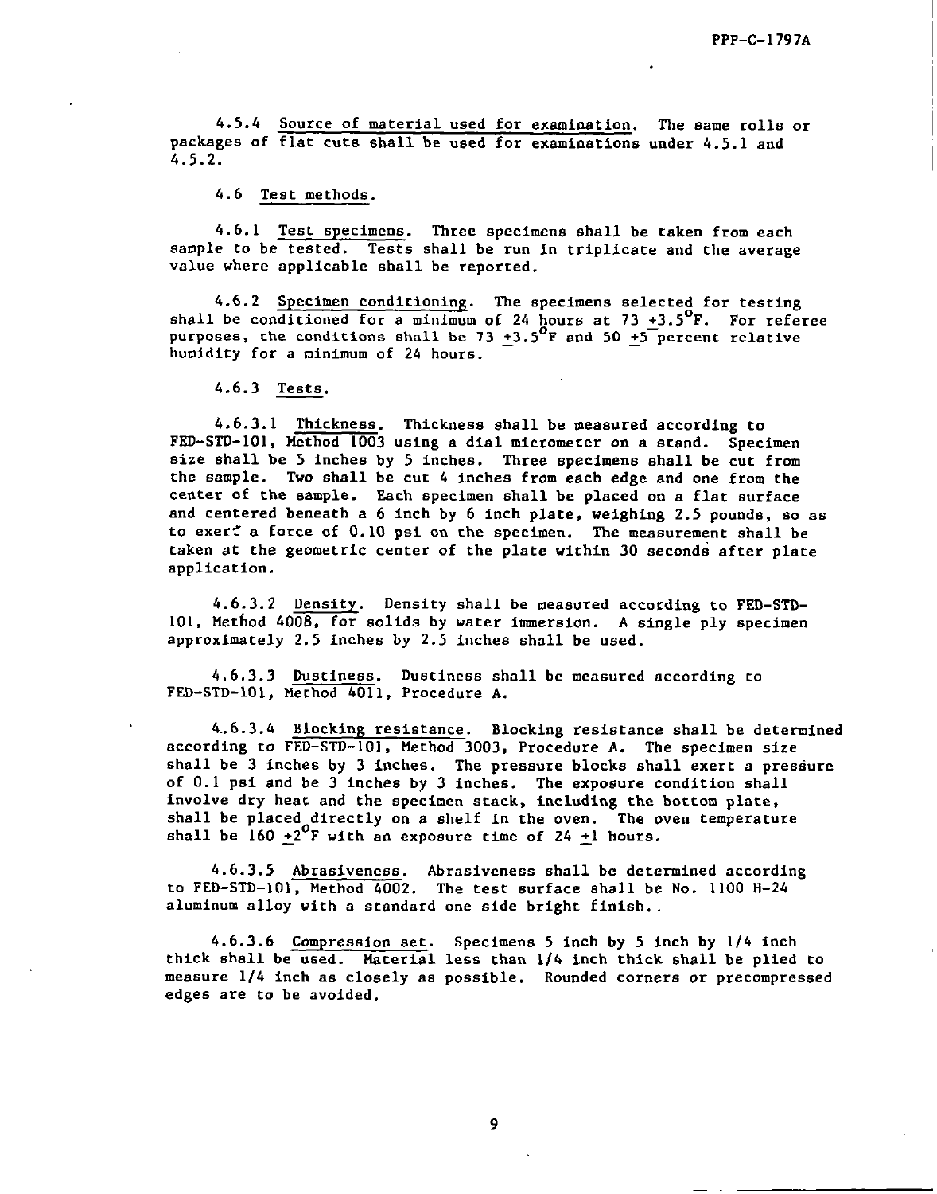4.5.4 Source of material used for examination. The same rolls or packages of flat cuts shall be used for examinations under 4.5.1 and 4.5.2.

4.6 Test methods.

4.6.1 Test specimens. Three specimens shall be taken from each sample to be tested. Tests shall be run in triplicate and the average value where applicable shall be reported.

4.6.2 Specimen conditioning. The specimens selected for testing shall be conditioned for a minimum of 24 hours at 73 $\pm 3.5^{o}$F. For referee purposes, the conditions shall be 73 $\pm 3.5^{o}$F and 50 $\pm 5$ percent relative humidity for a minimum of 24 hours.

4.6.3 Tests.

4.6.3.1 Thickness. Thickness shall be measured according to FED-STD-101, Method 1003 using a dial micrometer on a stand. Specimen size shall be 5 inches by 5 inches. Three specimens shall be cut from the sample. Two shall be cut 4 inches from each edge and one from the center of the sample. Each specimen shall be placed on a flat surface and centered beneath a 6 inch by 6 inch plate, weighing 2.5 pounds, so as to exert a force of 0.10 psi on the specimen. The measurement shall be taken at the geometric center of the plate within 30 seconds after plate application.

4.6.3.2 Density. Density shall be measured according to FED-STD-101, Method 4008, for solids by water immersion. A single ply specimen approximately 2.5 inches by 2.5 inches shall be used.

4.6.3.3 Dustiness. Dustiness shall be measured according to FED-STD-101, Method 4011, Procedure A.

4.6.3.4 Blocking resistance. Blocking resistance shall be determined according to FED-STD-101, Method 3003, Procedure A. The specimen size shall be 3 inches by 3 inches. The pressure blocks shall exert a pressure of 0.1 psi and be 3 inches by 3 inches. The exposure condition shall involve dry heat and the specimen stack, including the bottom plate, shall be placed directly on a shelf in the oven. The oven temperature shall be 160 $\pm 2^{o}$F with an exposure time of 24 $\pm 1$ hours.

4.6.3.5 Abrasiveness. Abrasiveness shall be determined according to FED-STD-101, Method 4002. The test surface shall be No. 1100 H-24 aluminum alloy with a standard one side bright finish..

4.6.3.6 Compression set. Specimens 5 inch by 5 inch by 1/4 inch thick shall be used. Material less than 1/4 inch thick shall be plied to measure 1/4 inch as closely as possible. Rounded corners or precompressed edges are to be avoided.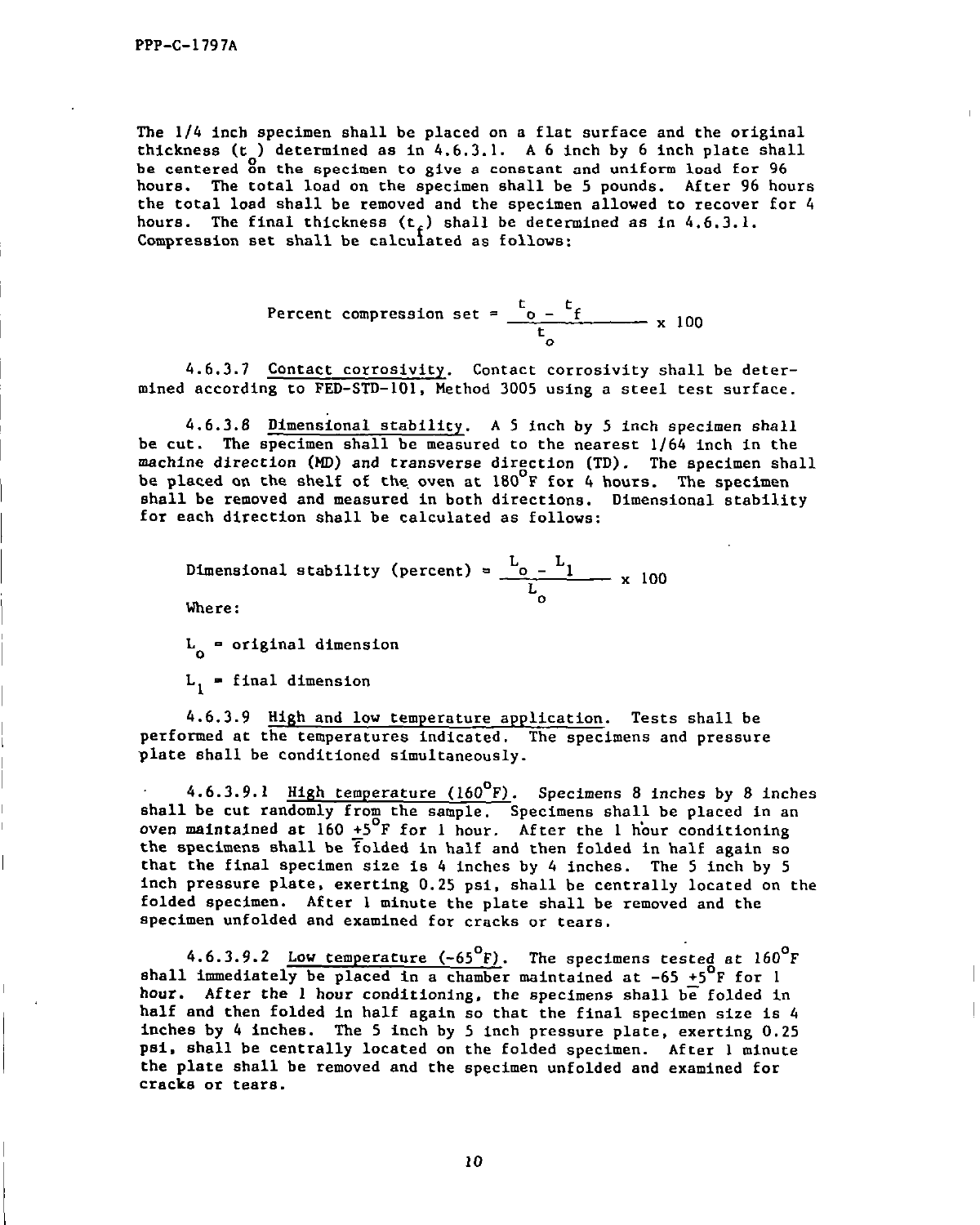The 1/4 inch specimen shall be placed on a flat surface and the original thickness ($t_o$) determined as in 4.6.3.1. A 6 inch by 6 inch plate shall be centered on the specimen to give a constant and uniform load for 96 hours. The total load on the specimen shall be 5 pounds. After 96 hours the total load shall be removed and the specimen allowed to recover for 4 hours. The final thickness ($t_f$) shall be determined as in 4.6.3.1. Compression set shall be calculated as follows:

$$\text{Percent compression set} = \frac{t_o - t_f}{t_o} \times 100$$

4.6.3.7 Contact corrosivity. Contact corrosivity shall be determined according to FED-STD-101, Method 3005 using a steel test surface.

4.6.3.8 Dimensional stability. A 5 inch by 5 inch specimen shall be cut. The specimen shall be measured to the nearest 1/64 inch in the machine direction (MD) and transverse direction (TD). The specimen shall be placed on the shelf of the oven at 180°F for 4 hours. The specimen shall be removed and measured in both directions. Dimensional stability for each direction shall be calculated as follows:

$$\text{Dimensional stability (percent)} = \frac{L_o - L_1}{L_o} \times 100$$

Where:

$L_o$ = original dimension

$L_1$ = final dimension

4.6.3.9 High and low temperature application. Tests shall be performed at the temperatures indicated. The specimens and pressure plate shall be conditioned simultaneously.

4.6.3.9.1 High temperature (160°F). Specimens 8 inches by 8 inches shall be cut randomly from the sample. Specimens shall be placed in an oven maintained at 160 ±5°F for 1 hour. After the 1 hour conditioning the specimens shall be folded in half and then folded in half again so that the final specimen size is 4 inches by 4 inches. The 5 inch by 5 inch pressure plate, exerting 0.25 psi, shall be centrally located on the folded specimen. After 1 minute the plate shall be removed and the specimen unfolded and examined for cracks or tears.

4.6.3.9.2 Low temperature (-65°F). The specimens tested at 160°F shall immediately be placed in a chamber maintained at -65 ±5°F for 1 hour. After the 1 hour conditioning, the specimens shall be folded in half and then folded in half again so that the final specimen size is 4 inches by 4 inches. The 5 inch by 5 inch pressure plate, exerting 0.25 psi, shall be centrally located on the folded specimen. After 1 minute the plate shall be removed and the specimen unfolded and examined for cracks or tears.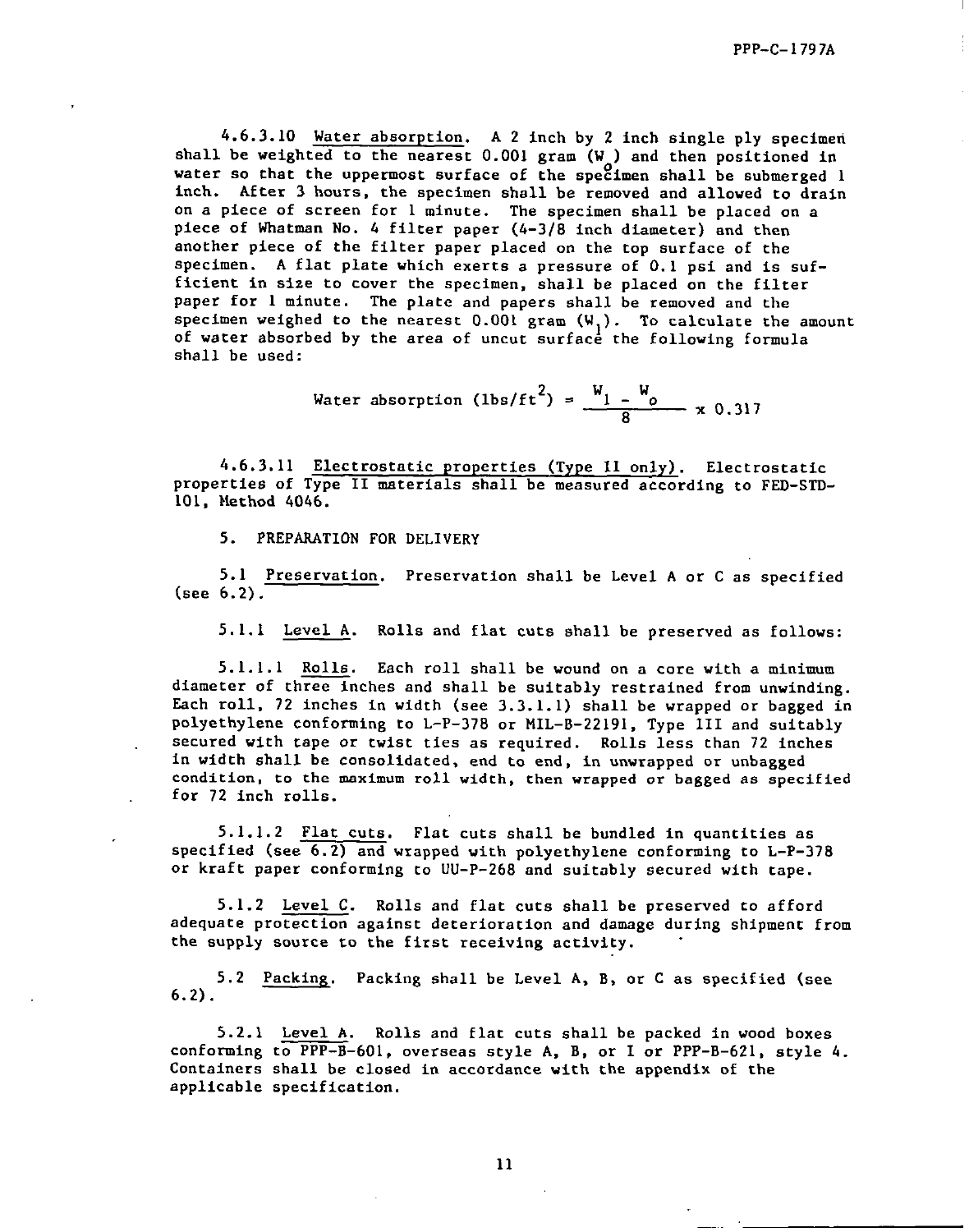4.6.3.10 Water absorption. A 2 inch by 2 inch single ply specimen shall be weighted to the nearest 0.001 gram ($W_o$) and then positioned in water so that the uppermost surface of the specimen shall be submerged 1 inch. After 3 hours, the specimen shall be removed and allowed to drain on a piece of screen for 1 minute. The specimen shall be placed on a piece of Whatman No. 4 filter paper (4-3/8 inch diameter) and then another piece of the filter paper placed on the top surface of the specimen. A flat plate which exerts a pressure of 0.1 psi and is sufficient in size to cover the specimen, shall be placed on the filter paper for 1 minute. The plate and papers shall be removed and the specimen weighed to the nearest 0.001 gram ($W_1$). To calculate the amount of water absorbed by the area of uncut surface the following formula shall be used:

$$\text{Water absorption (lbs/ft}^2\text{)} = \frac{W_1 - W_o}{8} \times 0.317$$

4.6.3.11 Electrostatic properties (Type II only). Electrostatic properties of Type II materials shall be measured according to FED-STD-101, Method 4046.

5. PREPARATION FOR DELIVERY

5.1 Preservation. Preservation shall be Level A or C as specified (see 6.2).

5.1.1 Level A. Rolls and flat cuts shall be preserved as follows:

5.1.1.1 Rolls. Each roll shall be wound on a core with a minimum diameter of three inches and shall be suitably restrained from unwinding. Each roll, 72 inches in width (see 3.3.1.1) shall be wrapped or bagged in polyethylene conforming to L-P-378 or MIL-B-22191, Type III and suitably secured with tape or twist ties as required. Rolls less than 72 inches in width shall be consolidated, end to end, in unwrapped or unbagged condition, to the maximum roll width, then wrapped or bagged as specified for 72 inch rolls.

5.1.1.2 Flat cuts. Flat cuts shall be bundled in quantities as specified (see 6.2) and wrapped with polyethylene conforming to L-P-378 or kraft paper conforming to UU-P-268 and suitably secured with tape.

5.1.2 Level C. Rolls and flat cuts shall be preserved to afford adequate protection against deterioration and damage during shipment from the supply source to the first receiving activity.

5.2 Packing. Packing shall be Level A, B, or C as specified (see 6.2).

5.2.1 Level A. Rolls and flat cuts shall be packed in wood boxes conforming to PPP-B-601, overseas style A, B, or I or PPP-B-621, style 4. Containers shall be closed in accordance with the appendix of the applicable specification.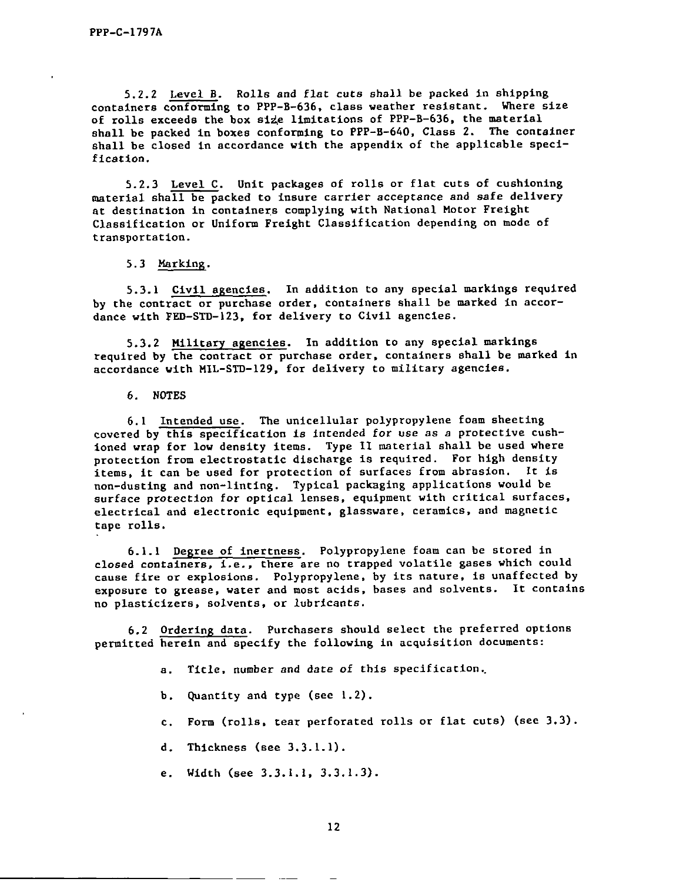5.2.2 Level B. Rolls and flat cuts shall be packed in shipping containers conforming to PPP-B-636, class weather resistant. Where size of rolls exceeds the box size limitations of PPP-B-636, the material shall be packed in boxes conforming to PPP-B-640, Class 2. The container shall be closed in accordance with the appendix of the applicable specification.

5.2.3 Level C. Unit packages of rolls or flat cuts of cushioning material shall be packed to insure carrier acceptance and safe delivery at destination in containers complying with National Motor Freight Classification or Uniform Freight Classification depending on mode of transportation.

5.3 Marking.

5.3.1 Civil agencies. In addition to any special markings required by the contract or purchase order, containers shall be marked in accordance with FED-STD-123, for delivery to Civil agencies.

5.3.2 Military agencies. In addition to any special markings required by the contract or purchase order, containers shall be marked in accordance with MIL-STD-129, for delivery to military agencies.

6. NOTES

6.1 Intended use. The unicellular polypropylene foam sheeting covered by this specification is intended for use as a protective cushioned wrap for low density items. Type II material shall be used where protection from electrostatic discharge is required. For high density items, it can be used for protection of surfaces from abrasion. It is non-dusting and non-linting. Typical packaging applications would be surface protection for optical lenses, equipment with critical surfaces, electrical and electronic equipment, glassware, ceramics, and magnetic tape rolls.

6.1.1 Degree of inertness. Polypropylene foam can be stored in closed containers, i.e., there are no trapped volatile gases which could cause fire or explosions. Polypropylene, by its nature, is unaffected by exposure to grease, water and most acids, bases and solvents. It contains no plasticizers, solvents, or lubricants.

6.2 Ordering data. Purchasers should select the preferred options permitted herein and specify the following in acquisition documents:

a. Title, number and date of this specification.

b. Quantity and type (see 1.2).

c. Form (rolls, tear perforated rolls or flat cuts) (see 3.3).

d. Thickness (see 3.3.1.1).

e. Width (see 3.3.1.1, 3.3.1.3).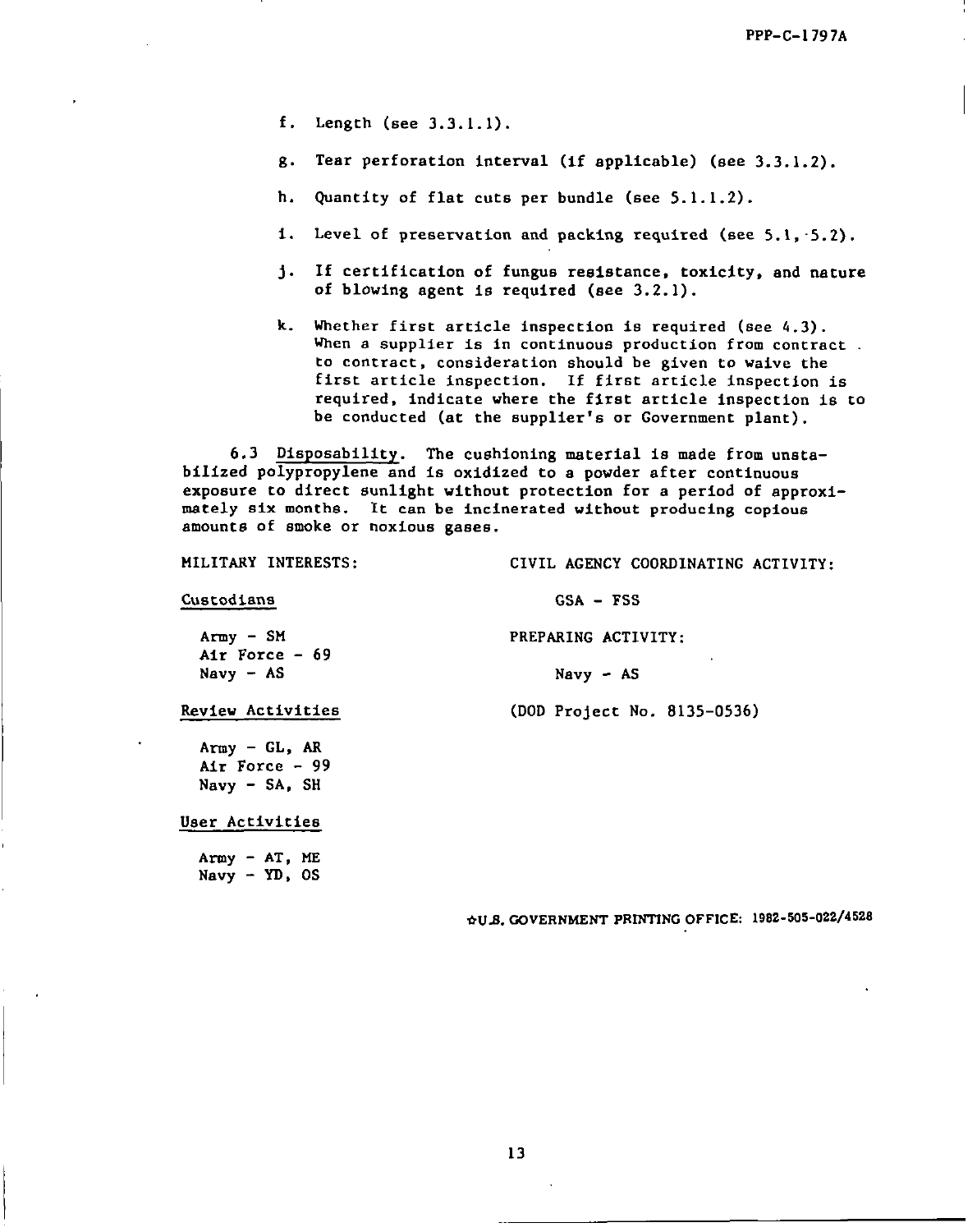f. Length (see 3.3.1.1).

g. Tear perforation interval (if applicable) (see 3.3.1.2).

h. Quantity of flat cuts per bundle (see 5.1.1.2).

i. Level of preservation and packing required (see 5.1, 5.2).

j. If certification of fungus resistance, toxicity, and nature of blowing agent is required (see 3.2.1).

k. Whether first article inspection is required (see 4.3). When a supplier is in continuous production from contract to contract, consideration should be given to waive the first article inspection. If first article inspection is required, indicate where the first article inspection is to be conducted (at the supplier's or Government plant).

6.3 Disposability. The cushioning material is made from unstabilized polypropylene and is oxidized to a powder after continuous exposure to direct sunlight without protection for a period of approximately six months. It can be incinerated without producing copious amounts of smoke or noxious gases.

MILITARY INTERESTS:

Custodians

Army - SM
Air Force - 69
Navy - AS

Review Activities

Army - GL, AR
Air Force - 99
Navy - SA, SH

User Activities

Army - AT, ME
Navy - YD, OS

CIVIL AGENCY COORDINATING ACTIVITY:

GSA - FSS

PREPARING ACTIVITY:

Navy - AS

(DOD Project No. 8135-0536)

☆U.S. GOVERNMENT PRINTING OFFICE: 1982-505-022/4528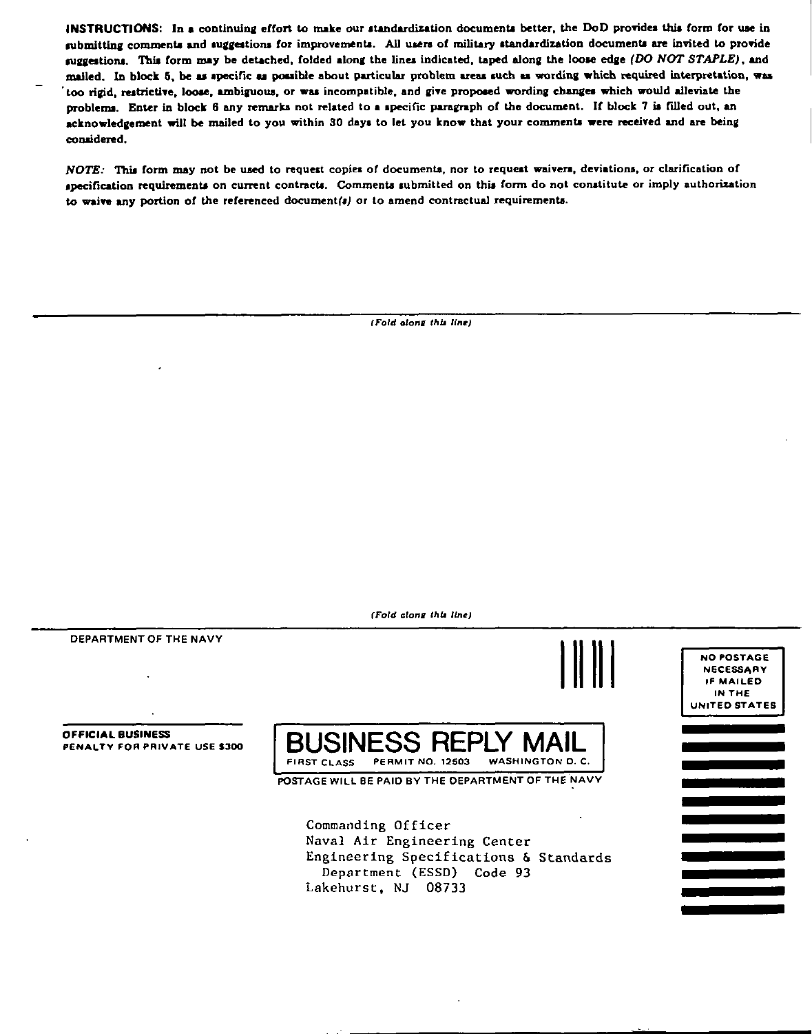**INSTRUCTIONS:** In a continuing effort to make our standardization documents better, the DoD provides this form for use in submitting comments and suggestions for improvements. All users of military standardization documents are invited to provide suggestions. This form may be detached, folded along the lines indicated, taped along the loose edge *(DO NOT STAPLE)*, and mailed. In block 5, be as specific as possible about particular problem areas such as wording which required interpretation, was too rigid, restrictive, loose, ambiguous, or was incompatible, and give proposed wording changes which would alleviate the problems. Enter in block 6 any remarks not related to a specific paragraph of the document. If block 7 is filled out, an acknowledgement will be mailed to you within 30 days to let you know that your comments were received and are being considered.

*NOTE:* This form may not be used to request copies of documents, nor to request waivers, deviations, or clarification of specification requirements on current contracts. Comments submitted on this form do not constitute or imply authorization to waive any portion of the referenced document*(s)* or to amend contractual requirements.

*(Fold along this line)*

*(Fold along this line)*

DEPARTMENT OF THE NAVY

**OFFICIAL BUSINESS**
**PENALTY FOR PRIVATE USE $300**

NO POSTAGE
NECESSARY
IF MAILED
IN THE
UNITED STATES

# BUSINESS REPLY MAIL

FIRST CLASS PERMIT NO. 12503 WASHINGTON D. C.

POSTAGE WILL BE PAID BY THE DEPARTMENT OF THE NAVY

Commanding Officer
Naval Air Engineering Center
Engineering Specifications & Standards
Department (ESSD) Code 93
Lakehurst, NJ 08733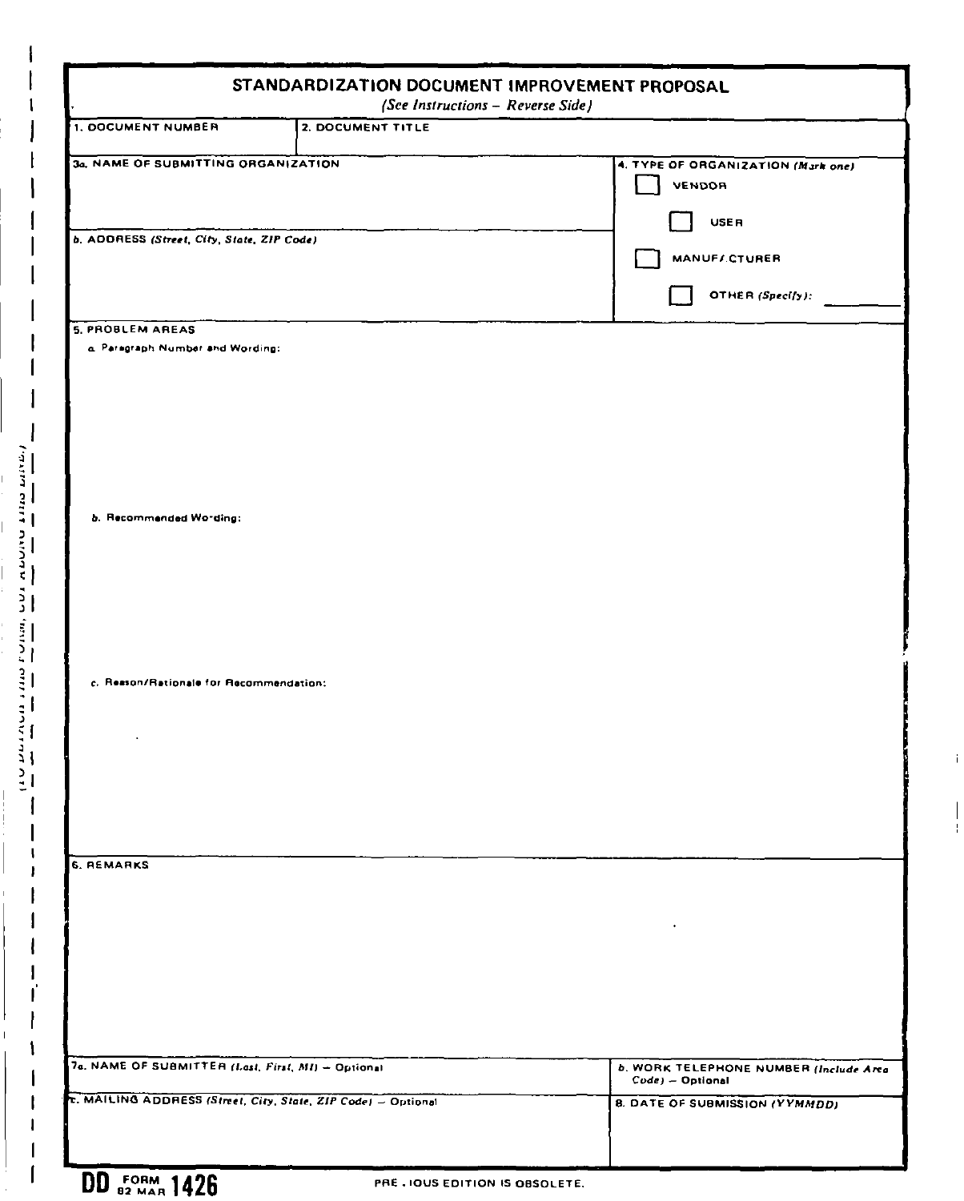# STANDARDIZATION DOCUMENT IMPROVEMENT PROPOSAL

*(See Instructions – Reverse Side)*

| 1. DOCUMENT NUMBER | 2. DOCUMENT TITLE |
|---|---|
| | |

**3a. NAME OF SUBMITTING ORGANIZATION**

**b. ADDRESS** *(Street, City, State, ZIP Code)*

**4. TYPE OF ORGANIZATION** *(Mark one)*

- ☐ VENDOR
- ☐ USER
- ☐ MANUFACTURER
- ☐ OTHER *(Specify)*: ______

**5. PROBLEM AREAS**

a. Paragraph Number and Wording:

b. Recommended Wording:

c. Reason/Rationale for Recommendation:

**6. REMARKS**

| 7a. NAME OF SUBMITTER *(Last, First, MI)* – Optional | b. WORK TELEPHONE NUMBER *(Include Area Code)* – Optional |
|---|---|
| c. MAILING ADDRESS *(Street, City, State, ZIP Code)* – Optional | 8. DATE OF SUBMISSION *(YYMMDD)* |

(TO DETACH THIS FORM, CUT ALONG THIS LINE.)

DD FORM 1426, 82 MAR — PREVIOUS EDITION IS OBSOLETE.